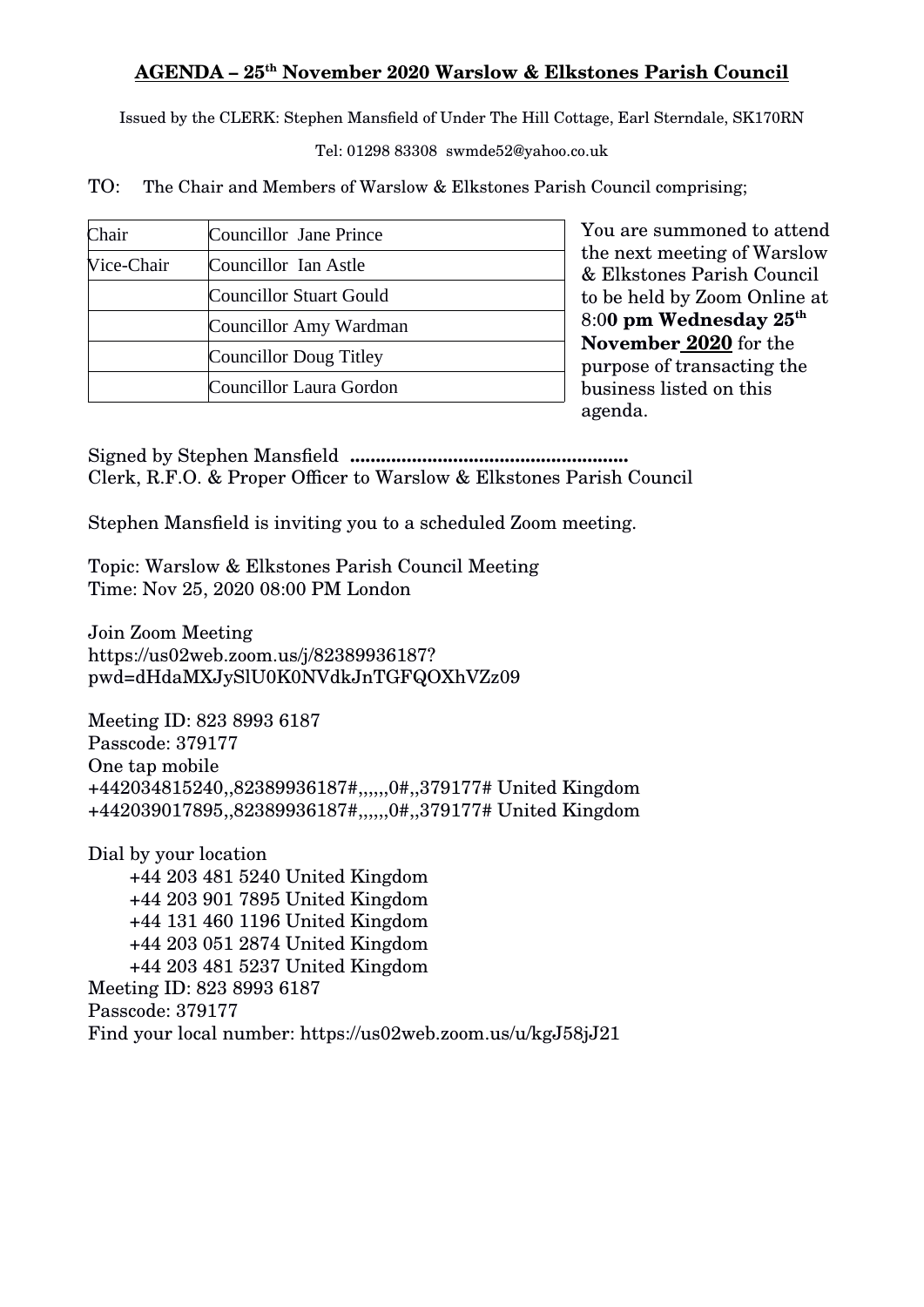# **AGENDA – 25th November 2020 Warslow & Elkstones Parish Council**

Issued by the CLERK: Stephen Mansfield of Under The Hill Cottage, Earl Sterndale, SK170RN

Tel: 01298 83308 swmde52@yahoo.co.uk

TO: The Chair and Members of Warslow & Elkstones Parish Council comprising;

| Chair | Councillor Jane Prince |
|---|---|
| Vice-Chair | Councillor Ian Astle |
| | Councillor Stuart Gould |
| | Councillor Amy Wardman |
| | Councillor Doug Titley |
| | Councillor Laura Gordon |

You are summoned to attend the next meeting of Warslow & Elkstones Parish Council to be held by Zoom Online at 8:0**0 pm Wednesday 25th November 2020** for the purpose of transacting the business listed on this agenda.

Signed by Stephen Mansfield **......................................................**
Clerk, R.F.O. & Proper Officer to Warslow & Elkstones Parish Council

Stephen Mansfield is inviting you to a scheduled Zoom meeting.

Topic: Warslow & Elkstones Parish Council Meeting
Time: Nov 25, 2020 08:00 PM London

Join Zoom Meeting
https://us02web.zoom.us/j/82389936187?pwd=dHdaMXJySlU0K0NVdkJnTGFQOXhVZz09

Meeting ID: 823 8993 6187
Passcode: 379177
One tap mobile
+442034815240,,82389936187#,,,,,,0#,,379177# United Kingdom
+442039017895,,82389936187#,,,,,,0#,,379177# United Kingdom

Dial by your location
+44 203 481 5240 United Kingdom
+44 203 901 7895 United Kingdom
+44 131 460 1196 United Kingdom
+44 203 051 2874 United Kingdom
+44 203 481 5237 United Kingdom
Meeting ID: 823 8993 6187
Passcode: 379177
Find your local number: https://us02web.zoom.us/u/kgJ58jJ21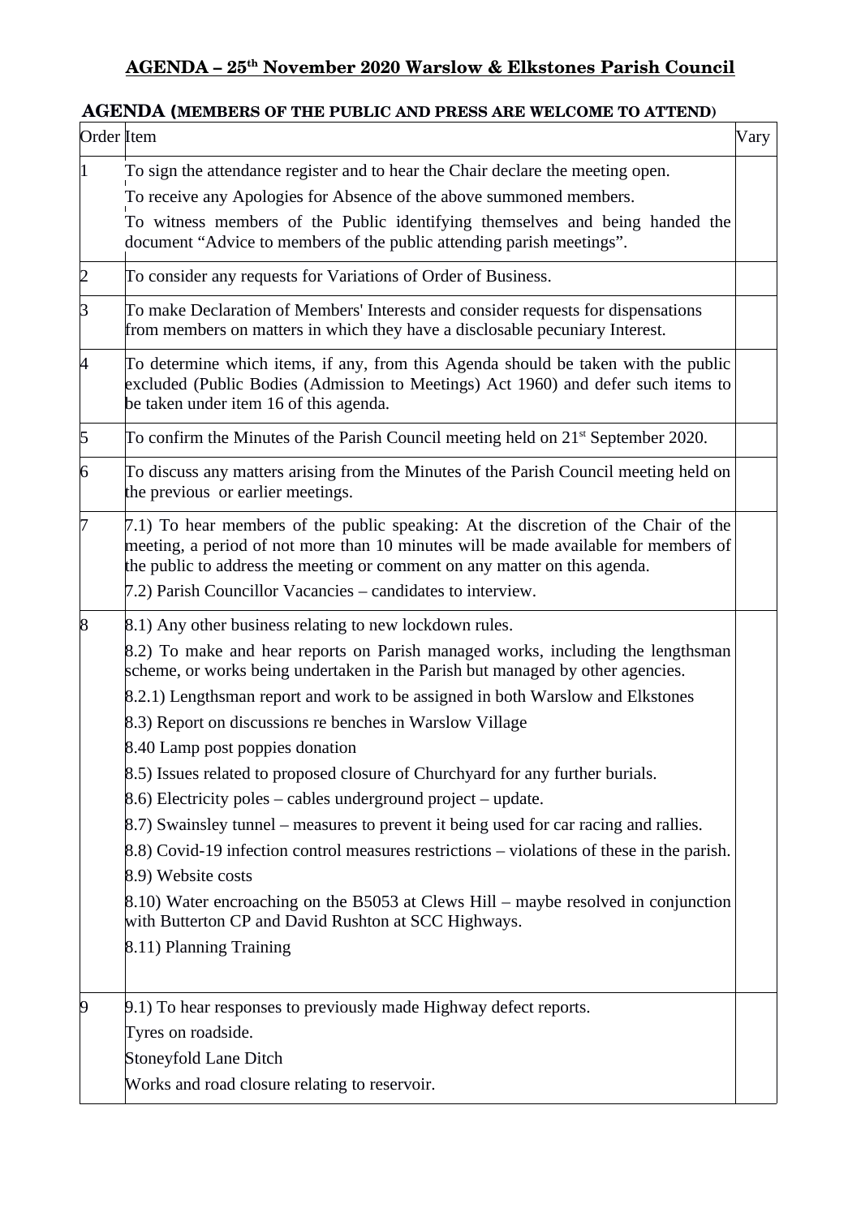# AGENDA – 25th November 2020 Warslow & Elkstones Parish Council

**AGENDA (MEMBERS OF THE PUBLIC AND PRESS ARE WELCOME TO ATTEND)**

| Order | Item | Vary |
|---|---|---|
| 1 | To sign the attendance register and to hear the Chair declare the meeting open.<br>To receive any Apologies for Absence of the above summoned members.<br>To witness members of the Public identifying themselves and being handed the document "Advice to members of the public attending parish meetings". | |
| 2 | To consider any requests for Variations of Order of Business. | |
| 3 | To make Declaration of Members' Interests and consider requests for dispensations from members on matters in which they have a disclosable pecuniary Interest. | |
| 4 | To determine which items, if any, from this Agenda should be taken with the public excluded (Public Bodies (Admission to Meetings) Act 1960) and defer such items to be taken under item 16 of this agenda. | |
| 5 | To confirm the Minutes of the Parish Council meeting held on 21st September 2020. | |
| 6 | To discuss any matters arising from the Minutes of the Parish Council meeting held on the previous or earlier meetings. | |
| 7 | 7.1) To hear members of the public speaking: At the discretion of the Chair of the meeting, a period of not more than 10 minutes will be made available for members of the public to address the meeting or comment on any matter on this agenda.<br>7.2) Parish Councillor Vacancies – candidates to interview. | |
| 8 | 8.1) Any other business relating to new lockdown rules.<br>8.2) To make and hear reports on Parish managed works, including the lengthsman scheme, or works being undertaken in the Parish but managed by other agencies.<br>8.2.1) Lengthsman report and work to be assigned in both Warslow and Elkstones<br>8.3) Report on discussions re benches in Warslow Village<br>8.40 Lamp post poppies donation<br>8.5) Issues related to proposed closure of Churchyard for any further burials.<br>8.6) Electricity poles – cables underground project – update.<br>8.7) Swainsley tunnel – measures to prevent it being used for car racing and rallies.<br>8.8) Covid-19 infection control measures restrictions – violations of these in the parish.<br>8.9) Website costs<br>8.10) Water encroaching on the B5053 at Clews Hill – maybe resolved in conjunction with Butterton CP and David Rushton at SCC Highways.<br>8.11) Planning Training | |
| 9 | 9.1) To hear responses to previously made Highway defect reports.<br>Tyres on roadside.<br>Stoneyfold Lane Ditch<br>Works and road closure relating to reservoir. | |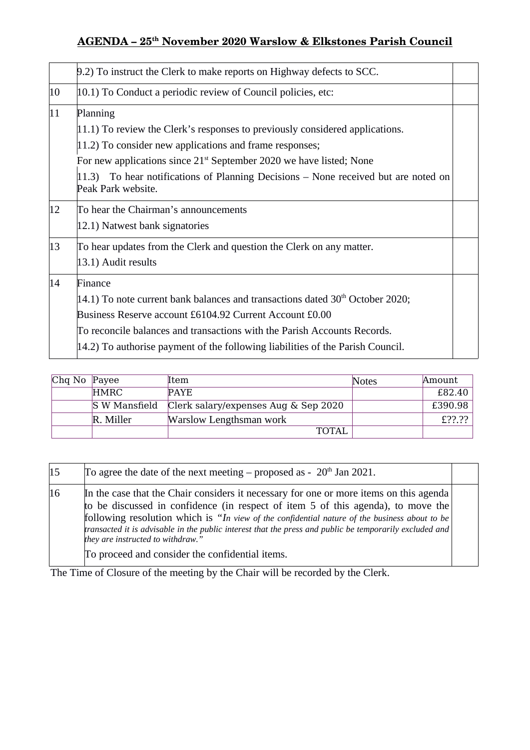## AGENDA – 25th November 2020 Warslow & Elkstones Parish Council

| | | |
|---|---|---|
| | 9.2) To instruct the Clerk to make reports on Highway defects to SCC. | |
| 10 | 10.1) To Conduct a periodic review of Council policies, etc: | |
| 11 | Planning<br>11.1) To review the Clerk's responses to previously considered applications.<br>11.2) To consider new applications and frame responses;<br>For new applications since 21st September 2020 we have listed; None<br>11.3) To hear notifications of Planning Decisions – None received but are noted on Peak Park website. | |
| 12 | To hear the Chairman's announcements<br>12.1) Natwest bank signatories | |
| 13 | To hear updates from the Clerk and question the Clerk on any matter.<br>13.1) Audit results | |
| 14 | Finance<br>14.1) To note current bank balances and transactions dated 30th October 2020;<br>Business Reserve account £6104.92 Current Account £0.00<br>To reconcile balances and transactions with the Parish Accounts Records.<br>14.2) To authorise payment of the following liabilities of the Parish Council. | |

| Chq No | Payee | Item | Notes | Amount |
|---|---|---|---|---|
| | HMRC | PAYE | | £82.40 |
| | S W Mansfield | Clerk salary/expenses Aug & Sep 2020 | | £390.98 |
| | R. Miller | Warslow Lengthsman work | | £??.?? |
| | | TOTAL | | |

| | | |
|---|---|---|
| 15 | To agree the date of the next meeting – proposed as - 20th Jan 2021. | |
| 16 | In the case that the Chair considers it necessary for one or more items on this agenda to be discussed in confidence (in respect of item 5 of this agenda), to move the following resolution which is "*In view of the confidential nature of the business about to be transacted it is advisable in the public interest that the press and public be temporarily excluded and they are instructed to withdraw.*"<br>To proceed and consider the confidential items. | |

The Time of Closure of the meeting by the Chair will be recorded by the Clerk.